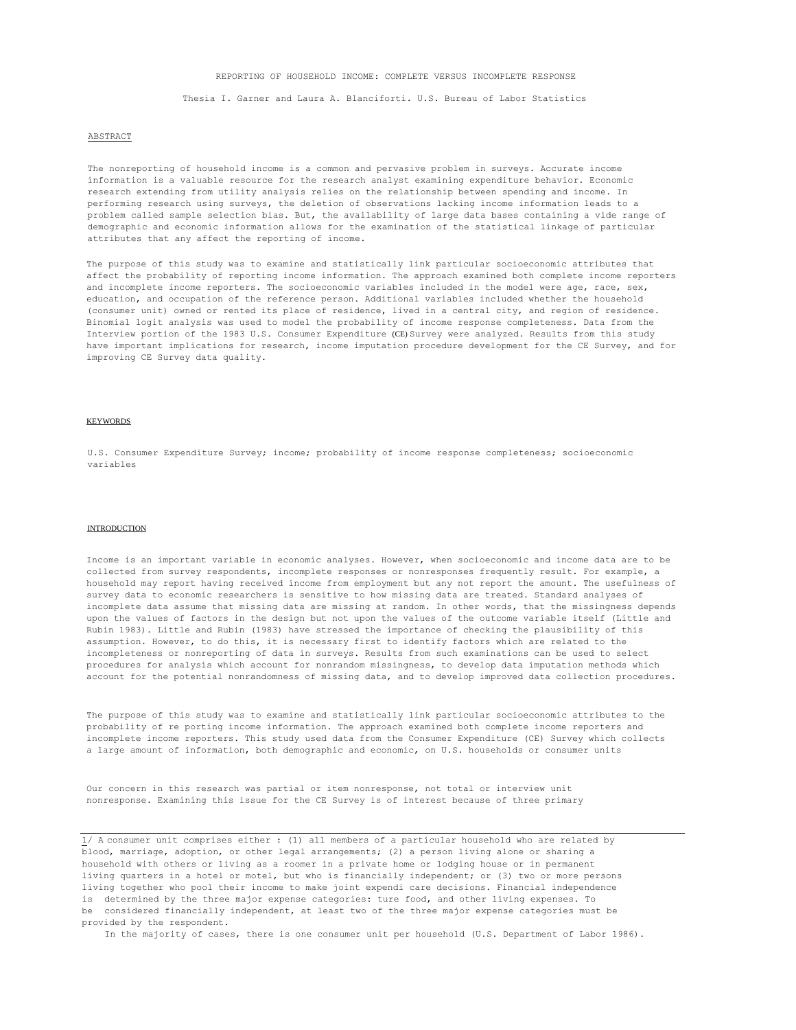# REPORTING OF HOUSEHOLD INCOME: COMPLETE VERSUS INCOMPLETE RESPONSE

Thesia I. Garner and Laura A. Blanciforti. U.S. Bureau of Labor Statistics

## ABSTRACT

The nonreporting of household income is a common and pervasive problem in surveys. Accurate income information is a valuable resource for the research analyst examining expenditure behavior. Economic research extending from utility analysis relies on the relationship between spending and income. In performing research using surveys, the deletion of observations lacking income information leads to a problem called sample selection bias. But, the availability of large data bases containing a vide range of demographic and economic information allows for the examination of the statistical linkage of particular attributes that any affect the reporting of income.

The purpose of this study was to examine and statistically link particular socioeconomic attributes that affect the probability of reporting income information. The approach examined both complete income reporters and incomplete income reporters. The socioeconomic variables included in the model were age, race, sex, education, and occupation of the reference person. Additional variables included whether the household (consumer unit) owned or rented its place of residence, lived in a central city, and region of residence. Binomial logit analysis was used to model the probability of income response completeness. Data from the Interview portion of the 1983 U.S. Consumer Expenditure (CE) Survey were analyzed. Results from this study have important implications for research, income imputation procedure development for the CE Survey, and for improving CE Survey data quality.

## KEYWORDS

U.S. Consumer Expenditure Survey; income; probability of income response completeness; socioeconomic variables

## INTRODUCTION

Income is an important variable in economic analyses. However, when socioeconomic and income data are to be collected from survey respondents, incomplete responses or nonresponses frequently result. For example, a household may report having received income from employment but any not report the amount. The usefulness of survey data to economic researchers is sensitive to how missing data are treated. Standard analyses of incomplete data assume that missing data are missing at random. In other words, that the missingness depends upon the values of factors in the design but not upon the values of the outcome variable itself (Little and Rubin 1983). Little and Rubin (1983) have stressed the importance of checking the plausibility of this assumption. However, to do this, it is necessary first to identify factors which are related to the incompleteness or nonreporting of data in surveys. Results from such examinations can be used to select procedures for analysis which account for nonrandom missingness, to develop data imputation methods which account for the potential nonrandomness of missing data, and to develop improved data collection procedures.

The purpose of this study was to examine and statistically link particular socioeconomic attributes to the probability of re porting income information. The approach examined both complete income reporters and incomplete income reporters. This study used data from the Consumer Expenditure (CE) Survey which collects a large amount of information, both demographic and economic, on U.S. households or consumer units

Our concern in this research was partial or item nonresponse, not total or interview unit nonresponse. Examining this issue for the CE Survey is of interest because of three primary

---

1/ A consumer unit comprises either : (1) all members of a particular household who are related by blood, marriage, adoption, or other legal arrangements; (2) a person living alone or sharing a household with others or living as a roomer in a private home or lodging house or in permanent living quarters in a hotel or motel, but who is financially independent; or (3) two or more persons living together who pool their income to make joint expendi care decisions. Financial independence is determined by the three major expense categories: ture food, and other living expenses. To be considered financially independent, at least two of the three major expense categories must be provided by the respondent.

In the majority of cases, there is one consumer unit per household (U.S. Department of Labor 1986).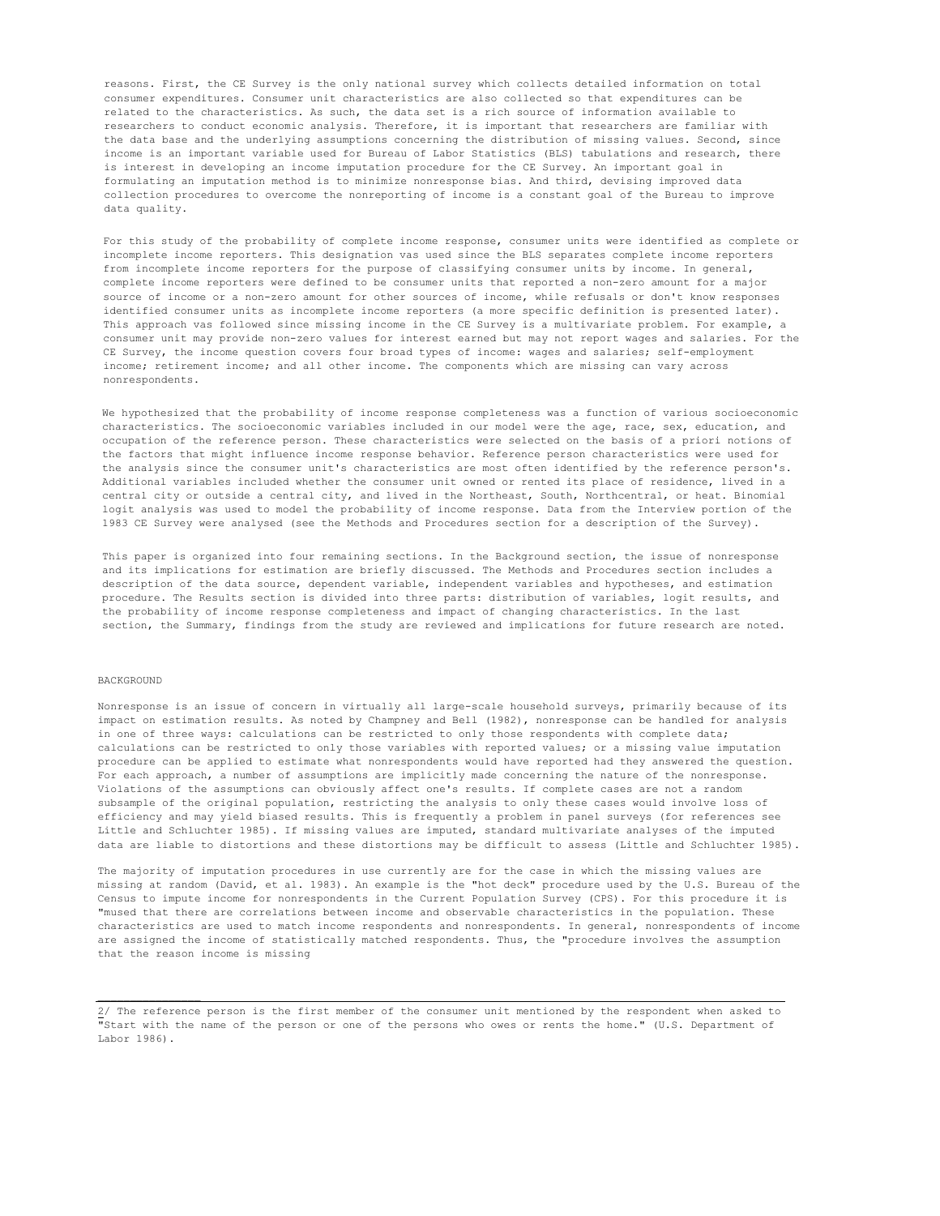reasons. First, the CE Survey is the only national survey which collects detailed information on total consumer expenditures. Consumer unit characteristics are also collected so that expenditures can be related to the characteristics. As such, the data set is a rich source of information available to researchers to conduct economic analysis. Therefore, it is important that researchers are familiar with the data base and the underlying assumptions concerning the distribution of missing values. Second, since income is an important variable used for Bureau of Labor Statistics (BLS) tabulations and research, there is interest in developing an income imputation procedure for the CE Survey. An important goal in formulating an imputation method is to minimize nonresponse bias. And third, devising improved data collection procedures to overcome the nonreporting of income is a constant goal of the Bureau to improve data quality.

For this study of the probability of complete income response, consumer units were identified as complete or incomplete income reporters. This designation vas used since the BLS separates complete income reporters from incomplete income reporters for the purpose of classifying consumer units by income. In general, complete income reporters were defined to be consumer units that reported a non-zero amount for a major source of income or a non-zero amount for other sources of income, while refusals or don't know responses identified consumer units as incomplete income reporters (a more specific definition is presented later). This approach vas followed since missing income in the CE Survey is a multivariate problem. For example, a consumer unit may provide non-zero values for interest earned but may not report wages and salaries. For the CE Survey, the income question covers four broad types of income: wages and salaries; self-employment income; retirement income; and all other income. The components which are missing can vary across nonrespondents.

We hypothesized that the probability of income response completeness was a function of various socioeconomic characteristics. The socioeconomic variables included in our model were the age, race, sex, education, and occupation of the reference person. These characteristics were selected on the basis of a priori notions of the factors that might influence income response behavior. Reference person characteristics were used for the analysis since the consumer unit's characteristics are most often identified by the reference person's. Additional variables included whether the consumer unit owned or rented its place of residence, lived in a central city or outside a central city, and lived in the Northeast, South, Northcentral, or heat. Binomial logit analysis was used to model the probability of income response. Data from the Interview portion of the 1983 CE Survey were analysed (see the Methods and Procedures section for a description of the Survey).

This paper is organized into four remaining sections. In the Background section, the issue of nonresponse and its implications for estimation are briefly discussed. The Methods and Procedures section includes a description of the data source, dependent variable, independent variables and hypotheses, and estimation procedure. The Results section is divided into three parts: distribution of variables, logit results, and the probability of income response completeness and impact of changing characteristics. In the last section, the Summary, findings from the study are reviewed and implications for future research are noted.

## BACKGROUND

Nonresponse is an issue of concern in virtually all large-scale household surveys, primarily because of its impact on estimation results. As noted by Champney and Bell (1982), nonresponse can be handled for analysis in one of three ways: calculations can be restricted to only those respondents with complete data; calculations can be restricted to only those variables with reported values; or a missing value imputation procedure can be applied to estimate what nonrespondents would have reported had they answered the question. For each approach, a number of assumptions are implicitly made concerning the nature of the nonresponse. Violations of the assumptions can obviously affect one's results. If complete cases are not a random subsample of the original population, restricting the analysis to only these cases would involve loss of efficiency and may yield biased results. This is frequently a problem in panel surveys (for references see Little and Schluchter 1985). If missing values are imputed, standard multivariate analyses of the imputed data are liable to distortions and these distortions may be difficult to assess (Little and Schluchter 1985).

The majority of imputation procedures in use currently are for the case in which the missing values are missing at random (David, et al. 1983). An example is the "hot deck" procedure used by the U.S. Bureau of the Census to impute income for nonrespondents in the Current Population Survey (CPS). For this procedure it is "mused that there are correlations between income and observable characteristics in the population. These characteristics are used to match income respondents and nonrespondents. In general, nonrespondents of income are assigned the income of statistically matched respondents. Thus, the "procedure involves the assumption that the reason income is missing

---

2/ The reference person is the first member of the consumer unit mentioned by the respondent when asked to "Start with the name of the person or one of the persons who owes or rents the home." (U.S. Department of Labor 1986).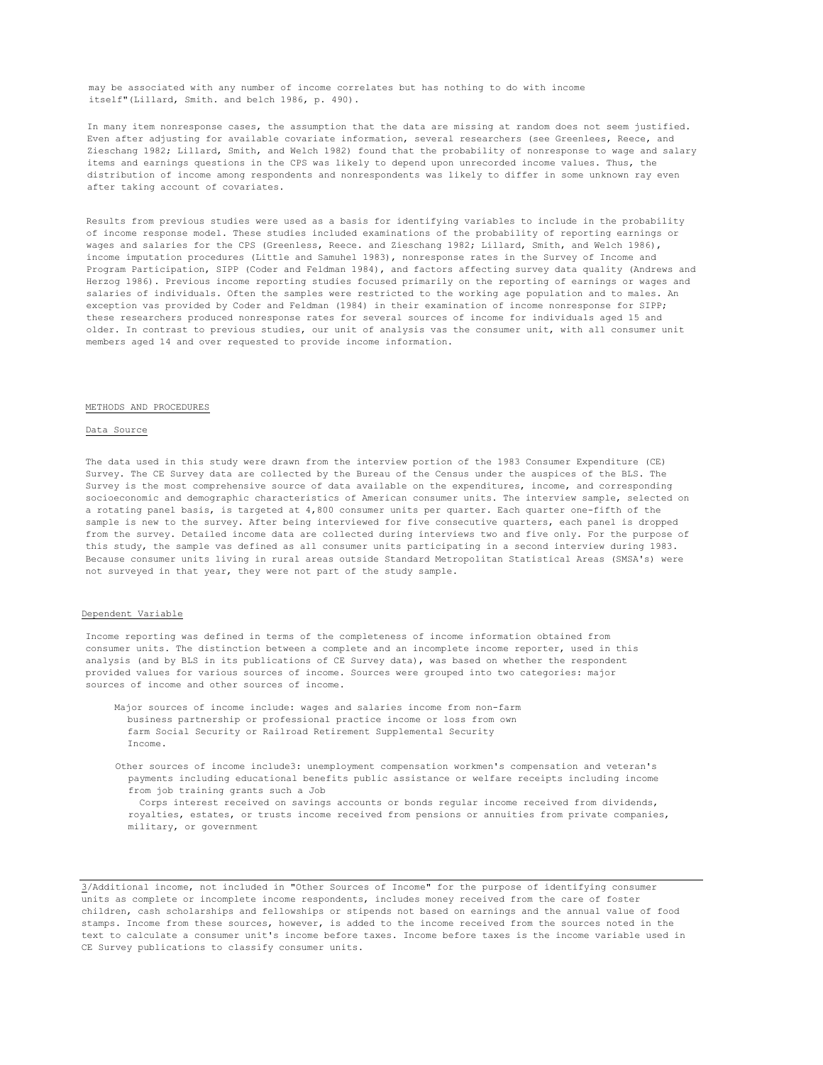may be associated with any number of income correlates but has nothing to do with income itself"(Lillard, Smith. and belch 1986, p. 490).

In many item nonresponse cases, the assumption that the data are missing at random does not seem justified. Even after adjusting for available covariate information, several researchers (see Greenlees, Reece, and Zieschang 1982; Lillard, Smith, and Welch 1982) found that the probability of nonresponse to wage and salary items and earnings questions in the CPS was likely to depend upon unrecorded income values. Thus, the distribution of income among respondents and nonrespondents was likely to differ in some unknown ray even after taking account of covariates.

Results from previous studies were used as a basis for identifying variables to include in the probability of income response model. These studies included examinations of the probability of reporting earnings or wages and salaries for the CPS (Greenless, Reece. and Zieschang 1982; Lillard, Smith, and Welch 1986), income imputation procedures (Little and Samuhel 1983), nonresponse rates in the Survey of Income and Program Participation, SIPP (Coder and Feldman 1984), and factors affecting survey data quality (Andrews and Herzog 1986). Previous income reporting studies focused primarily on the reporting of earnings or wages and salaries of individuals. Often the samples were restricted to the working age population and to males. An exception vas provided by Coder and Feldman (1984) in their examination of income nonresponse for SIPP; these researchers produced nonresponse rates for several sources of income for individuals aged 15 and older. In contrast to previous studies, our unit of analysis vas the consumer unit, with all consumer unit members aged 14 and over requested to provide income information.

## METHODS AND PROCEDURES

### Data Source

The data used in this study were drawn from the interview portion of the 1983 Consumer Expenditure (CE) Survey. The CE Survey data are collected by the Bureau of the Census under the auspices of the BLS. The Survey is the most comprehensive source of data available on the expenditures, income, and corresponding socioeconomic and demographic characteristics of American consumer units. The interview sample, selected on a rotating panel basis, is targeted at 4,800 consumer units per quarter. Each quarter one-fifth of the sample is new to the survey. After being interviewed for five consecutive quarters, each panel is dropped from the survey. Detailed income data are collected during interviews two and five only. For the purpose of this study, the sample vas defined as all consumer units participating in a second interview during 1983. Because consumer units living in rural areas outside Standard Metropolitan Statistical Areas (SMSA's) were not surveyed in that year, they were not part of the study sample.

### Dependent Variable

Income reporting was defined in terms of the completeness of income information obtained from consumer units. The distinction between a complete and an incomplete income reporter, used in this analysis (and by BLS in its publications of CE Survey data), was based on whether the respondent provided values for various sources of income. Sources were grouped into two categories: major sources of income and other sources of income.

Major sources of income include: wages and salaries income from non-farm business partnership or professional practice income or loss from own farm Social Security or Railroad Retirement Supplemental Security Income.

Other sources of income include[3]: unemployment compensation workmen's compensation and veteran's payments including educational benefits public assistance or welfare receipts including income from job training grants such a Job Corps interest received on savings accounts or bonds regular income received from dividends, royalties, estates, or trusts income received from pensions or annuities from private companies, military, or government

---

3/Additional income, not included in "Other Sources of Income" for the purpose of identifying consumer units as complete or incomplete income respondents, includes money received from the care of foster children, cash scholarships and fellowships or stipends not based on earnings and the annual value of food stamps. Income from these sources, however, is added to the income received from the sources noted in the text to calculate a consumer unit's income before taxes. Income before taxes is the income variable used in CE Survey publications to classify consumer units.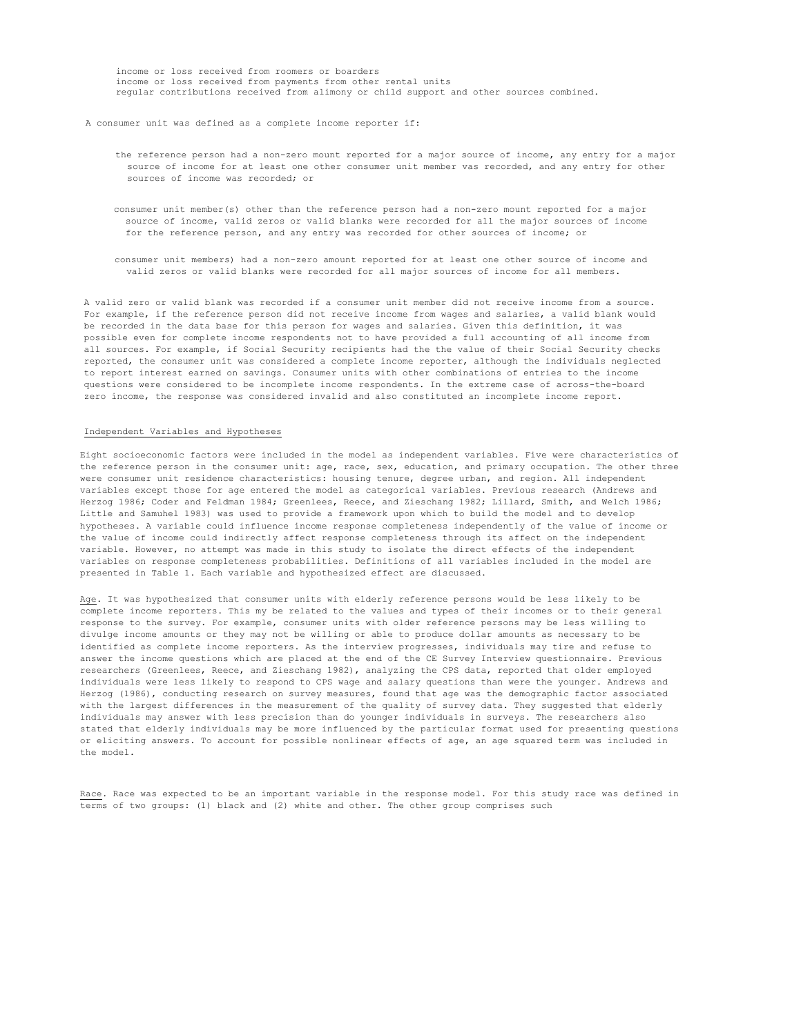income or loss received from roomers or boarders
income or loss received from payments from other rental units
regular contributions received from alimony or child support and other sources combined.

A consumer unit was defined as a complete income reporter if:

- the reference person had a non-zero mount reported for a major source of income, any entry for a major source of income for at least one other consumer unit member vas recorded, and any entry for other sources of income was recorded; or

- consumer unit member(s) other than the reference person had a non-zero mount reported for a major source of income, valid zeros or valid blanks were recorded for all the major sources of income for the reference person, and any entry was recorded for other sources of income; or

- consumer unit members) had a non-zero amount reported for at least one other source of income and valid zeros or valid blanks were recorded for all major sources of income for all members.

A valid zero or valid blank was recorded if a consumer unit member did not receive income from a source. For example, if the reference person did not receive income from wages and salaries, a valid blank would be recorded in the data base for this person for wages and salaries. Given this definition, it was possible even for complete income respondents not to have provided a full accounting of all income from all sources. For example, if Social Security recipients had the the value of their Social Security checks reported, the consumer unit was considered a complete income reporter, although the individuals neglected to report interest earned on savings. Consumer units with other combinations of entries to the income questions were considered to be incomplete income respondents. In the extreme case of across-the-board zero income, the response was considered invalid and also constituted an incomplete income report.

## Independent Variables and Hypotheses

Eight socioeconomic factors were included in the model as independent variables. Five were characteristics of the reference person in the consumer unit: age, race, sex, education, and primary occupation. The other three were consumer unit residence characteristics: housing tenure, degree urban, and region. All independent variables except those for age entered the model as categorical variables. Previous research (Andrews and Herzog 1986; Coder and Feldman 1984; Greenlees, Reece, and Zieschang 1982; Lillard, Smith, and Welch 1986; Little and Samuhel 1983) was used to provide a framework upon which to build the model and to develop hypotheses. A variable could influence income response completeness independently of the value of income or the value of income could indirectly affect response completeness through its affect on the independent variable. However, no attempt was made in this study to isolate the direct effects of the independent variables on response completeness probabilities. Definitions of all variables included in the model are presented in Table 1. Each variable and hypothesized effect are discussed.

Age. It was hypothesized that consumer units with elderly reference persons would be less likely to be complete income reporters. This my be related to the values and types of their incomes or to their general response to the survey. For example, consumer units with older reference persons may be less willing to divulge income amounts or they may not be willing or able to produce dollar amounts as necessary to be identified as complete income reporters. As the interview progresses, individuals may tire and refuse to answer the income questions which are placed at the end of the CE Survey Interview questionnaire. Previous researchers (Greenlees, Reece, and Zieschang 1982), analyzing the CPS data, reported that older employed individuals were less likely to respond to CPS wage and salary questions than were the younger. Andrews and Herzog (1986), conducting research on survey measures, found that age was the demographic factor associated with the largest differences in the measurement of the quality of survey data. They suggested that elderly individuals may answer with less precision than do younger individuals in surveys. The researchers also stated that elderly individuals may be more influenced by the particular format used for presenting questions or eliciting answers. To account for possible nonlinear effects of age, an age squared term was included in the model.

Race. Race was expected to be an important variable in the response model. For this study race was defined in terms of two groups: (1) black and (2) white and other. The other group comprises such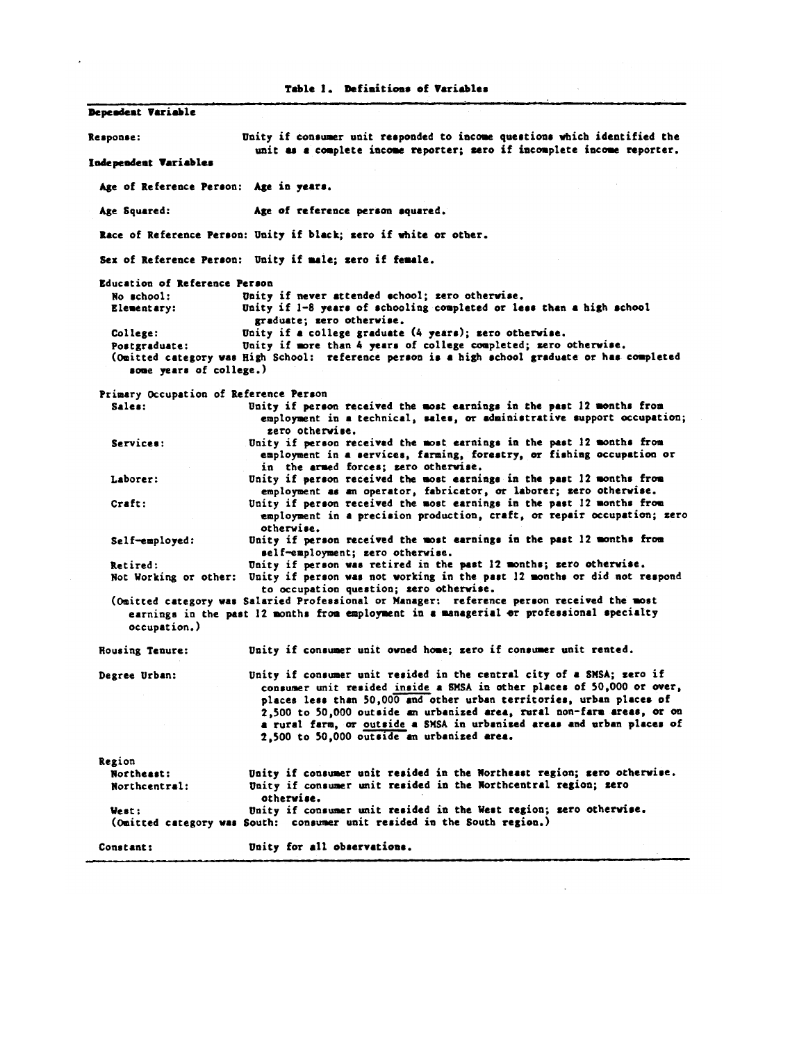**Table 1. Definitions of Variables**

**Dependent Variable**

**Response:** Unity if consumer unit responded to income questions which identified the unit as a complete income reporter; zero if incomplete income reporter.

**Independent Variables**

**Age of Reference Person:** Age in years.

**Age Squared:** Age of reference person squared.

**Race of Reference Person:** Unity if black; zero if white or other.

**Sex of Reference Person:** Unity if male; zero if female.

**Education of Reference Person**

- **No school:** Unity if never attended school; zero otherwise.
- **Elementary:** Unity if 1-8 years of schooling completed or less than a high school graduate; zero otherwise.
- **College:** Unity if a college graduate (4 years); zero otherwise.
- **Postgraduate:** Unity if more than 4 years of college completed; zero otherwise.

(Omitted category was High School: reference person is a high school graduate or has completed some years of college.)

**Primary Occupation of Reference Person**

- **Sales:** Unity if person received the most earnings in the past 12 months from employment in a technical, sales, or administrative support occupation; zero otherwise.
- **Services:** Unity if person received the most earnings in the past 12 months from employment in a services, farming, forestry, or fishing occupation or in the armed forces; zero otherwise.
- **Laborer:** Unity if person received the most earnings in the past 12 months from employment as an operator, fabricator, or laborer; zero otherwise.
- **Craft:** Unity if person received the most earnings in the past 12 months from employment in a precision production, craft, or repair occupation; zero otherwise.
- **Self-employed:** Unity if person received the most earnings in the past 12 months from self-employment; zero otherwise.
- **Retired:** Unity if person was retired in the past 12 months; zero otherwise.
- **Not Working or other:** Unity if person was not working in the past 12 months or did not respond to occupation question; zero otherwise.

(Omitted category was Salaried Professional or Manager: reference person received the most earnings in the past 12 months from employment in a managerial or professional specialty occupation.)

**Housing Tenure:** Unity if consumer unit owned home; zero if consumer unit rented.

**Degree Urban:** Unity if consumer unit resided in the central city of a SMSA; zero if consumer unit resided inside a SMSA in other places of 50,000 or over, places less than 50,000 and other urban territories, urban places of 2,500 to 50,000 outside an urbanized area, rural non-farm areas, or on a rural farm, or outside a SMSA in urbanized areas and urban places of 2,500 to 50,000 outside an urbanized area.

**Region**

- **Northeast:** Unity if consumer unit resided in the Northeast region; zero otherwise.
- **Northcentral:** Unity if consumer unit resided in the Northcentral region; zero otherwise.
- **West:** Unity if consumer unit resided in the West region; zero otherwise.

(Omitted category was South: consumer unit resided in the South region.)

**Constant:** Unity for all observations.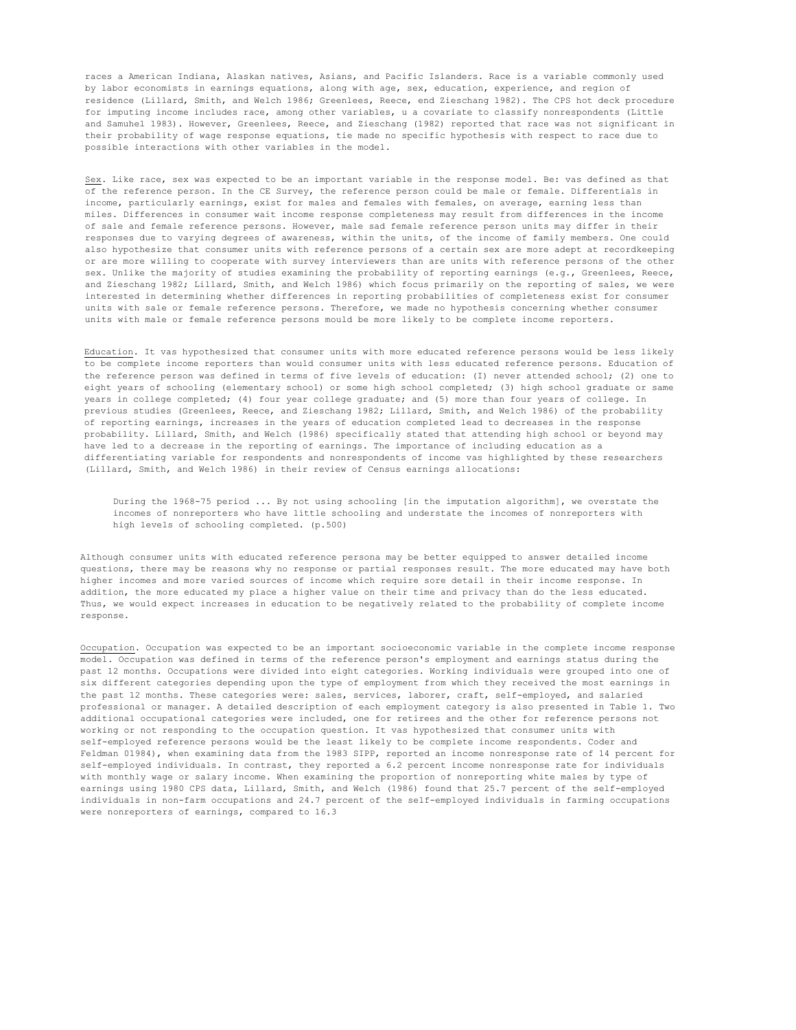races a American Indiana, Alaskan natives, Asians, and Pacific Islanders. Race is a variable commonly used by labor economists in earnings equations, along with age, sex, education, experience, and region of residence (Lillard, Smith, and Welch 1986; Greenlees, Reece, end Zieschang 1982). The CPS hot deck procedure for imputing income includes race, among other variables, u a covariate to classify nonrespondents (Little and Samuhel 1983). However, Greenlees, Reece, and Zieschang (1982) reported that race was not significant in their probability of wage response equations, tie made no specific hypothesis with respect to race due to possible interactions with other variables in the model.

Sex. Like race, sex was expected to be an important variable in the response model. Be: vas defined as that of the reference person. In the CE Survey, the reference person could be male or female. Differentials in income, particularly earnings, exist for males and females with females, on average, earning less than miles. Differences in consumer wait income response completeness may result from differences in the income of sale and female reference persons. However, male sad female reference person units may differ in their responses due to varying degrees of awareness, within the units, of the income of family members. One could also hypothesize that consumer units with reference persons of a certain sex are more adept at recordkeeping or are more willing to cooperate with survey interviewers than are units with reference persons of the other sex. Unlike the majority of studies examining the probability of reporting earnings (e.g., Greenlees, Reece, and Zieschang 1982; Lillard, Smith, and Welch 1986) which focus primarily on the reporting of sales, we were interested in determining whether differences in reporting probabilities of completeness exist for consumer units with sale or female reference persons. Therefore, we made no hypothesis concerning whether consumer units with male or female reference persons mould be more likely to be complete income reporters.

Education. It vas hypothesized that consumer units with more educated reference persons would be less likely to be complete income reporters than would consumer units with less educated reference persons. Education of the reference person was defined in terms of five levels of education: (I) never attended school; (2) one to eight years of schooling (elementary school) or some high school completed; (3) high school graduate or same years in college completed; (4) four year college graduate; and (5) more than four years of college. In previous studies (Greenlees, Reece, and Zieschang 1982; Lillard, Smith, and Welch 1986) of the probability of reporting earnings, increases in the years of education completed lead to decreases in the response probability. Lillard, Smith, and Welch (1986) specifically stated that attending high school or beyond may have led to a decrease in the reporting of earnings. The importance of including education as a differentiating variable for respondents and nonrespondents of income vas highlighted by these researchers (Lillard, Smith, and Welch 1986) in their review of Census earnings allocations:

> During the 1968-75 period ... By not using schooling [in the imputation algorithm], we overstate the incomes of nonreporters who have little schooling and understate the incomes of nonreporters with high levels of schooling completed. (p.500)

Although consumer units with educated reference persona may be better equipped to answer detailed income questions, there may be reasons why no response or partial responses result. The more educated may have both higher incomes and more varied sources of income which require sore detail in their income response. In addition, the more educated my place a higher value on their time and privacy than do the less educated. Thus, we would expect increases in education to be negatively related to the probability of complete income response.

Occupation. Occupation was expected to be an important socioeconomic variable in the complete income response model. Occupation was defined in terms of the reference person's employment and earnings status during the past 12 months. Occupations were divided into eight categories. Working individuals were grouped into one of six different categories depending upon the type of employment from which they received the most earnings in the past 12 months. These categories were: sales, services, laborer, craft, self-employed, and salaried professional or manager. A detailed description of each employment category is also presented in Table 1. Two additional occupational categories were included, one for retirees and the other for reference persons not working or not responding to the occupation question. It vas hypothesized that consumer units with self-employed reference persons would be the least likely to be complete income respondents. Coder and Feldman 01984), when examining data from the 1983 SIPP, reported an income nonresponse rate of 14 percent for self-employed individuals. In contrast, they reported a 6.2 percent income nonresponse rate for individuals with monthly wage or salary income. When examining the proportion of nonreporting white males by type of earnings using 1980 CPS data, Lillard, Smith, and Welch (1986) found that 25.7 percent of the self-employed individuals in non-farm occupations and 24.7 percent of the self-employed individuals in farming occupations were nonreporters of earnings, compared to 16.3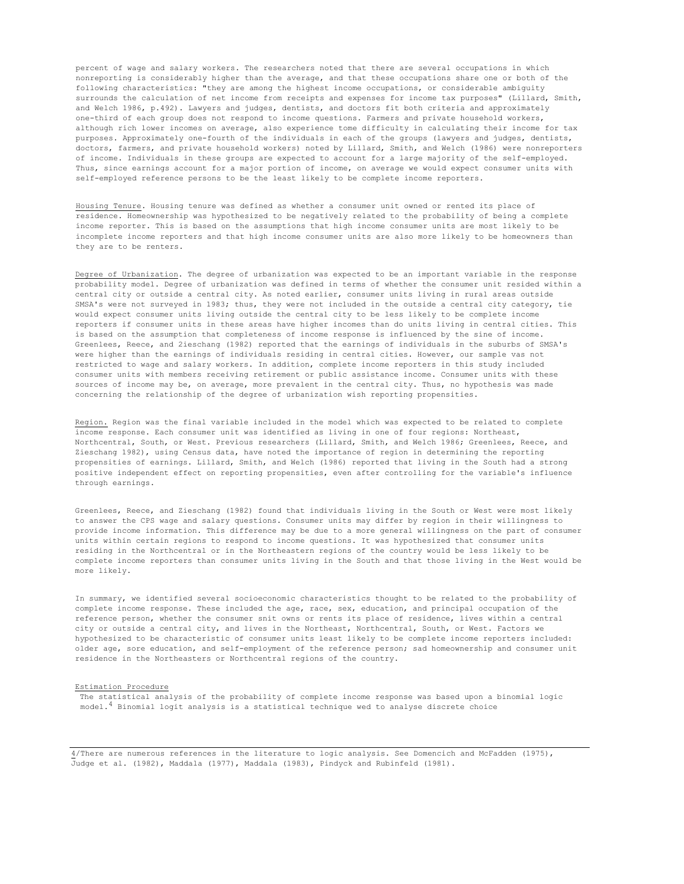percent of wage and salary workers. The researchers noted that there are several occupations in which nonreporting is considerably higher than the average, and that these occupations share one or both of the following characteristics: "they are among the highest income occupations, or considerable ambiguity surrounds the calculation of net income from receipts and expenses for income tax purposes" (Lillard, Smith, and Welch 1986, p.492). Lawyers and judges, dentists, and doctors fit both criteria and approximately one-third of each group does not respond to income questions. Farmers and private household workers, although rich lower incomes on average, also experience tome difficulty in calculating their income for tax purposes. Approximately one-fourth of the individuals in each of the groups (lawyers and judges, dentists, doctors, farmers, and private household workers) noted by Lillard, Smith, and Welch (1986) were nonreporters of income. Individuals in these groups are expected to account for a large majority of the self-employed. Thus, since earnings account for a major portion of income, on average we would expect consumer units with self-employed reference persons to be the least likely to be complete income reporters.

Housing Tenure. Housing tenure was defined as whether a consumer unit owned or rented its place of residence. Homeownership was hypothesized to be negatively related to the probability of being a complete income reporter. This is based on the assumptions that high income consumer units are most likely to be incomplete income reporters and that high income consumer units are also more likely to be homeowners than they are to be renters.

Degree of Urbanization. The degree of urbanization was expected to be an important variable in the response probability model. Degree of urbanization was defined in terms of whether the consumer unit resided within a central city or outside a central city. As noted earlier, consumer units living in rural areas outside SMSA's were not surveyed in 1983; thus, they were not included in the outside a central city category, tie would expect consumer units living outside the central city to be less likely to be complete income reporters if consumer units in these areas have higher incomes than do units living in central cities. This is based on the assumption that completeness of income response is influenced by the sine of income. Greenlees, Reece, and Zieschang (1982) reported that the earnings of individuals in the suburbs of SMSA's were higher than the earnings of individuals residing in central cities. However, our sample vas not restricted to wage and salary workers. In addition, complete income reporters in this study included consumer units with members receiving retirement or public assistance income. Consumer units with these sources of income may be, on average, more prevalent in the central city. Thus, no hypothesis was made concerning the relationship of the degree of urbanization wish reporting propensities.

Region. Region was the final variable included in the model which was expected to be related to complete income response. Each consumer unit was identified as living in one of four regions: Northeast, Northcentral, South, or West. Previous researchers (Lillard, Smith, and Welch 1986; Greenlees, Reece, and Zieschang 1982), using Census data, have noted the importance of region in determining the reporting propensities of earnings. Lillard, Smith, and Welch (1986) reported that living in the South had a strong positive independent effect on reporting propensities, even after controlling for the variable's influence through earnings.

Greenlees, Reece, and Zieschang (1982) found that individuals living in the South or West were most likely to answer the CPS wage and salary questions. Consumer units may differ by region in their willingness to provide income information. This difference may be due to a more general willingness on the part of consumer units within certain regions to respond to income questions. It was hypothesized that consumer units residing in the Northcentral or in the Northeastern regions of the country would be less likely to be complete income reporters than consumer units living in the South and that those living in the West would be more likely.

In summary, we identified several socioeconomic characteristics thought to be related to the probability of complete income response. These included the age, race, sex, education, and principal occupation of the reference person, whether the consumer snit owns or rents its place of residence, lives within a central city or outside a central city, and lives in the Northeast, Northcentral, South, or West. Factors we hypothesized to be characteristic of consumer units least likely to be complete income reporters included: older age, sore education, and self-employment of the reference person; sad homeownership and consumer unit residence in the Northeasters or Northcentral regions of the country.

### Estimation Procedure

The statistical analysis of the probability of complete income response was based upon a binomial logic model.[4] Binomial logit analysis is a statistical technique wed to analyse discrete choice

---

4/There are numerous references in the literature to logic analysis. See Domencich and McFadden (1975), Judge et al. (1982), Maddala (1977), Maddala (1983), Pindyck and Rubinfeld (1981).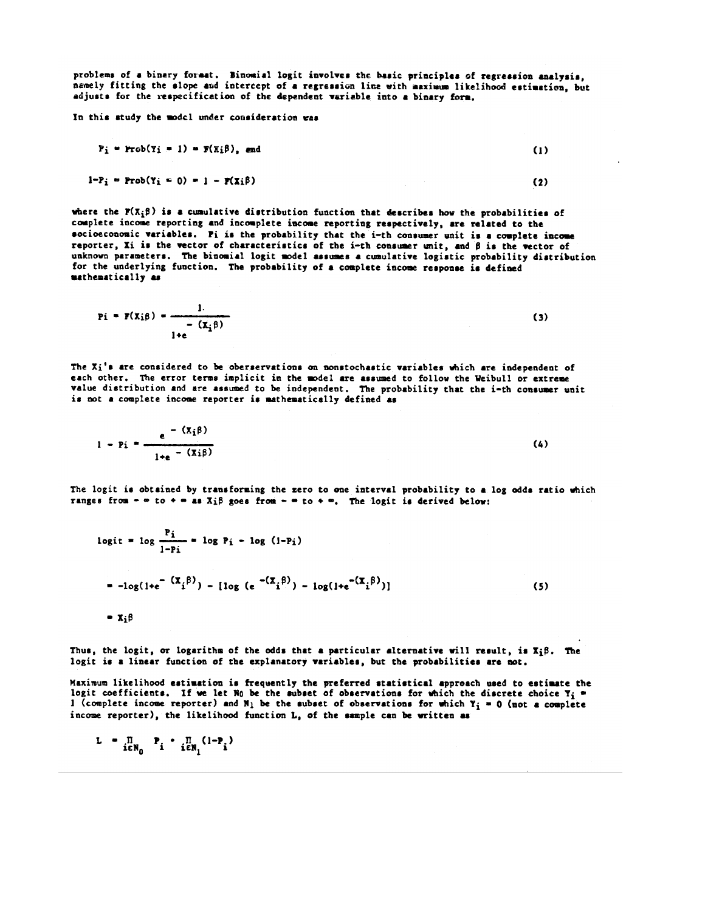problems of a binary format. Binomial logit involves the basic principles of regression analysis, namely fitting the slope and intercept of a regression line with maximum likelihood estimation, but adjusts for the respecification of the dependent variable into a binary form.

In this study the model under consideration was

$$P_i = \text{Prob}(Y_i = 1) = F(X_i\beta), \text{ and} \tag{1}$$

$$1-P_i = \text{Prob}(Y_i = 0) = 1 - F(X_i\beta) \tag{2}$$

where the $F(X_i\beta)$ is a cumulative distribution function that describes how the probabilities of complete income reporting and incomplete income reporting respectively, are related to the socioeconomic variables. $P_i$ is the probability that the i-th consumer unit is a complete income reporter, $X_i$ is the vector of characteristics of the i-th consumer unit, and $\beta$ is the vector of unknown parameters. The binomial logit model assumes a cumulative logistic probability distribution for the underlying function. The probability of a complete income response is defined mathematically as

$$P_i = F(X_i\beta) = \frac{1}{1+e^{-(X_i\beta)}} \tag{3}$$

The $X_i$'s are considered to be oberservations on nonstochastic variables which are independent of each other. The error terms implicit in the model are assumed to follow the Weibull or extreme value distribution and are assumed to be independent. The probability that the i-th consumer unit is not a complete income reporter is mathematically defined as

$$1 - P_i = \frac{e^{-(X_i\beta)}}{1+e^{-(X_i\beta)}} \tag{4}$$

The logit is obtained by transforming the zero to one interval probability to a log odds ratio which ranges from $-\infty$ to $+\infty$ as $X_i\beta$ goes from $-\infty$ to $+\infty$. The logit is derived below:

$$\text{logit} = \log \frac{P_i}{1-P_i} = \log P_i - \log (1-P_i)$$

$$= -\log(1+e^{-(X_i\beta)}) - [\log (e^{-(X_i\beta)}) - \log(1+e^{-(X_i\beta)})] \tag{5}$$

$$= X_i\beta$$

Thus, the logit, or logarithm of the odds that a particular alternative will result, is $X_i\beta$. The logit is a linear function of the explanatory variables, but the probabilities are not.

Maximum likelihood estimation is frequently the preferred statistical approach used to estimate the logit coefficients. If we let $N_0$ be the subset of observations for which the discrete choice $Y_i = 1$ (complete income reporter) and $N_1$ be the subset of observations for which $Y_i = 0$ (not a complete income reporter), the likelihood function L, of the sample can be written as

$$L = \prod_{i \in N_0} P_i \cdot \prod_{i \in N_1} (1-P_i)$$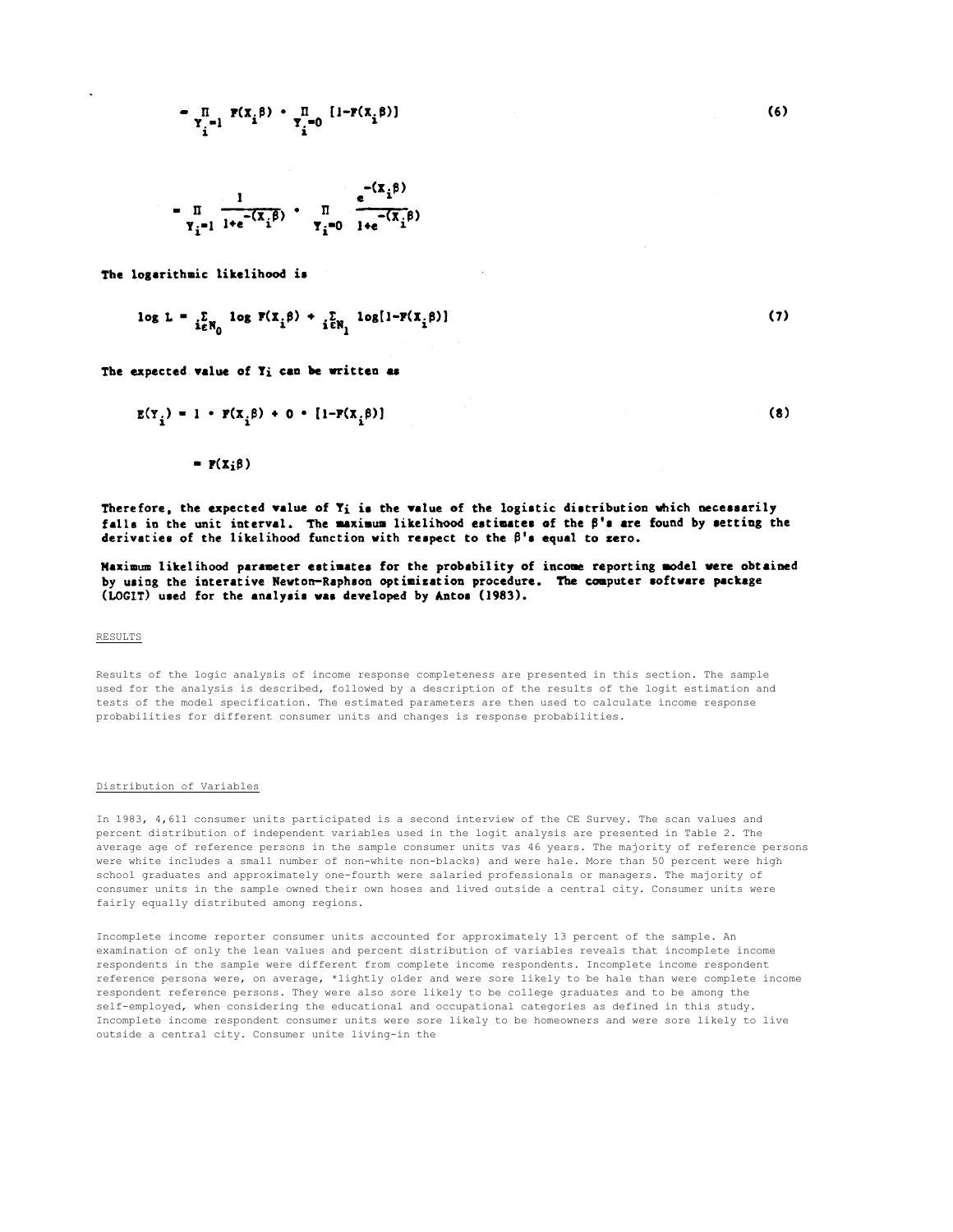$$= \prod_{Y_i=1} F(X_i\beta) \cdot \prod_{Y_i=0} [1-F(X_i\beta)] \tag{6}$$

$$= \prod_{Y_i=1} \frac{1}{1+e^{-(X_i\beta)}} \cdot \prod_{Y_i=0} \frac{e^{-(X_i\beta)}}{1+e^{-(X_i\beta)}}$$

**The logarithmic likelihood is**

$$\log L = \sum_{i \in N_0} \log F(X_i\beta) + \sum_{i \in N_1} \log[1-F(X_i\beta)] \tag{7}$$

**The expected value of $Y_i$ can be written as**

$$E(Y_i) = 1 \cdot F(X_i\beta) + 0 \cdot [1-F(X_i\beta)] \tag{8}$$

$$= F(X_i\beta)$$

**Therefore, the expected value of $Y_i$ is the value of the logistic distribution which necessarily falls in the unit interval. The maximum likelihood estimates of the $\beta$'s are found by setting the derivaties of the likelihood function with respect to the $\beta$'s equal to zero.**

**Maximum likelihood parameter estimates for the probability of income reporting model were obtained by using the interative Newton-Raphson optimization procedure. The computer software package (LOGIT) used for the analysis was developed by Antos (1983).**

RESULTS

Results of the logic analysis of income response completeness are presented in this section. The sample used for the analysis is described, followed by a description of the results of the logit estimation and tests of the model specification. The estimated parameters are then used to calculate income response probabilities for different consumer units and changes is response probabilities.

Distribution of Variables

In 1983, 4,611 consumer units participated is a second interview of the CE Survey. The scan values and percent distribution of independent variables used in the logit analysis are presented in Table 2. The average age of reference persons in the sample consumer units vas 46 years. The majority of reference persons were white includes a small number of non-white non-blacks) and were hale. More than 50 percent were high school graduates and approximately one-fourth were salaried professionals or managers. The majority of consumer units in the sample owned their own hoses and lived outside a central city. Consumer units were fairly equally distributed among regions.

Incomplete income reporter consumer units accounted for approximately 13 percent of the sample. An examination of only the lean values and percent distribution of variables reveals that incomplete income respondents in the sample were different from complete income respondents. Incomplete income respondent reference persona were, on average, *lightly older and were sore likely to be hale than were complete income respondent reference persons. They were also sore likely to be college graduates and to be among the self-employed, when considering the educational and occupational categories as defined in this study. Incomplete income respondent consumer units were sore likely to be homeowners and were sore likely to live outside a central city. Consumer unite living-in the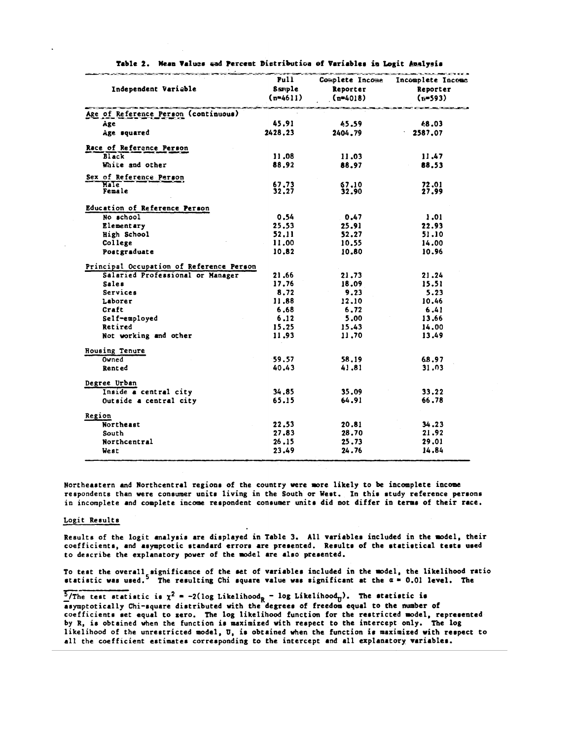**Table 2. Mean Values and Percent Distribution of Variables in Logit Analysis**

| Independent Variable | Full Sample (n=4611) | Complete Income Reporter (n=4018) | Incomplete Income Reporter (n=593) |
|---|---|---|---|
| Age of Reference Person (continuous) | | | |
| Age | 45.91 | 45.59 | 48.03 |
| Age squared | 2428.23 | 2404.79 | 2587.07 |
| Race of Reference Person | | | |
| Black | 11.08 | 11.03 | 11.47 |
| White and other | 88.92 | 88.97 | 88.53 |
| Sex of Reference Person | | | |
| Male | 67.73 | 67.10 | 72.01 |
| Female | 32.27 | 32.90 | 27.99 |
| Education of Reference Person | | | |
| No school | 0.54 | 0.47 | 1.01 |
| Elementary | 25.53 | 25.91 | 22.93 |
| High School | 52.11 | 52.27 | 51.10 |
| College | 11.00 | 10.55 | 14.00 |
| Postgraduate | 10.82 | 10.80 | 10.96 |
| Principal Occupation of Reference Person | | | |
| Salaried Professional or Manager | 21.66 | 21.73 | 21.24 |
| Sales | 17.76 | 18.09 | 15.51 |
| Services | 8.72 | 9.23 | 5.23 |
| Laborer | 11.88 | 12.10 | 10.46 |
| Craft | 6.68 | 6.72 | 6.41 |
| Self-employed | 6.12 | 5.00 | 13.66 |
| Retired | 15.25 | 15.43 | 14.00 |
| Not working and other | 11.93 | 11.70 | 13.49 |
| Housing Tenure | | | |
| Owned | 59.57 | 58.19 | 68.97 |
| Rented | 40.43 | 41.81 | 31.03 |
| Degree Urban | | | |
| Inside a central city | 34.85 | 35.09 | 33.22 |
| Outside a central city | 65.15 | 64.91 | 66.78 |
| Region | | | |
| Northeast | 22.53 | 20.81 | 34.23 |
| South | 27.83 | 28.70 | 21.92 |
| Northcentral | 26.15 | 25.73 | 29.01 |
| West | 23.49 | 24.76 | 14.84 |

Northeastern and Northcentral regions of the country were more likely to be incomplete income respondents than were consumer units living in the South or West. In this study reference persons in incomplete and complete income respondent consumer units did not differ in terms of their race.

## Logit Results

Results of the logit analysis are displayed in Table 3. All variables included in the model, their coefficients, and asymptotic standard errors are presented. Results of the statistical tests used to describe the explanatory power of the model are also presented.

To test the overall significance of the set of variables included in the model, the likelihood ratio statistic was used.[5] The resulting Chi square value was significant at the $\alpha = 0.01$ level. The

---

[5]/The test statistic is $\chi^2 = -2(\log \text{Likelihood}_R - \log \text{Likelihood}_U)$. The statistic is asymptotically Chi-square distributed with the degrees of freedom equal to the number of coefficients set equal to zero. The log likelihood function for the restricted model, represented by R, is obtained when the function is maximized with respect to the intercept only. The log likelihood of the unrestricted model, U, is obtained when the function is maximized with respect to all the coefficient estimates corresponding to the intercept and all explanatory variables.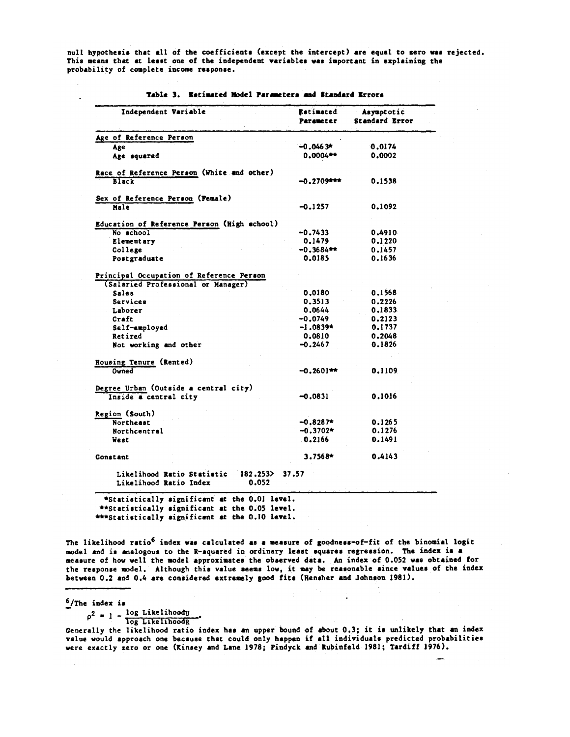null hypothesis that all of the coefficients (except the intercept) are equal to zero was rejected. This means that at least one of the independent variables was important in explaining the probability of complete income response.

**Table 3. Estimated Model Parameters and Standard Errors**

| Independent Variable | Estimated Parameter | Asymptotic Standard Error |
|---|---|---|
| Age of Reference Person | | |
| Age | −0.0463* | 0.0174 |
| Age squared | 0.0004** | 0.0002 |
| Race of Reference Person (White and other) | | |
| Black | −0.2709*** | 0.1538 |
| Sex of Reference Person (Female) | | |
| Male | −0.1257 | 0.1092 |
| Education of Reference Person (High school) | | |
| No school | −0.7433 | 0.4910 |
| Elementary | 0.1479 | 0.1220 |
| College | −0.3684** | 0.1457 |
| Postgraduate | 0.0185 | 0.1636 |
| Principal Occupation of Reference Person (Salaried Professional or Manager) | | |
| Sales | 0.0180 | 0.1568 |
| Services | 0.3513 | 0.2226 |
| Laborer | 0.0644 | 0.1833 |
| Craft | −0.0749 | 0.2123 |
| Self-employed | −1.0839* | 0.1737 |
| Retired | 0.0810 | 0.2048 |
| Not working and other | −0.2467 | 0.1826 |
| Housing Tenure (Rented) | | |
| Owned | −0.2601** | 0.1109 |
| Degree Urban (Outside a central city) | | |
| Inside a central city | −0.0831 | 0.1016 |
| Region (South) | | |
| Northeast | −0.8287* | 0.1265 |
| Northcentral | −0.3702* | 0.1276 |
| West | 0.2166 | 0.1491 |
| Constant | 3.7568* | 0.4143 |
| Likelihood Ratio Statistic | 182.253> 37.57 | |
| Likelihood Ratio Index | 0.052 | |

\*Statistically significant at the 0.01 level.
\*\*Statistically significant at the 0.05 level.
\*\*\*Statistically significant at the 0.10 level.

The likelihood ratio[6] index was calculated as a measure of goodness-of-fit of the binomial logit model and is analogous to the R-squared in ordinary least squares regression. The index is a measure of how well the model approximates the observed data. An index of 0.052 was obtained for the response model. Although this value seems low, it may be reasonable since values of the index between 0.2 and 0.4 are considered extremely good fits (Hensher and Johnson 1981).

---

[6]/The index is

$$\rho^2 = 1 - \frac{\log \text{Likelihood}_U}{\log \text{Likelihood}_R}.$$

Generally the likelihood ratio index has an upper bound of about 0.3; it is unlikely that an index value would approach one because that could only happen if all individuals predicted probabilities were exactly zero or one (Kinsey and Lane 1978; Pindyck and Rubinfeld 1981; Tardiff 1976).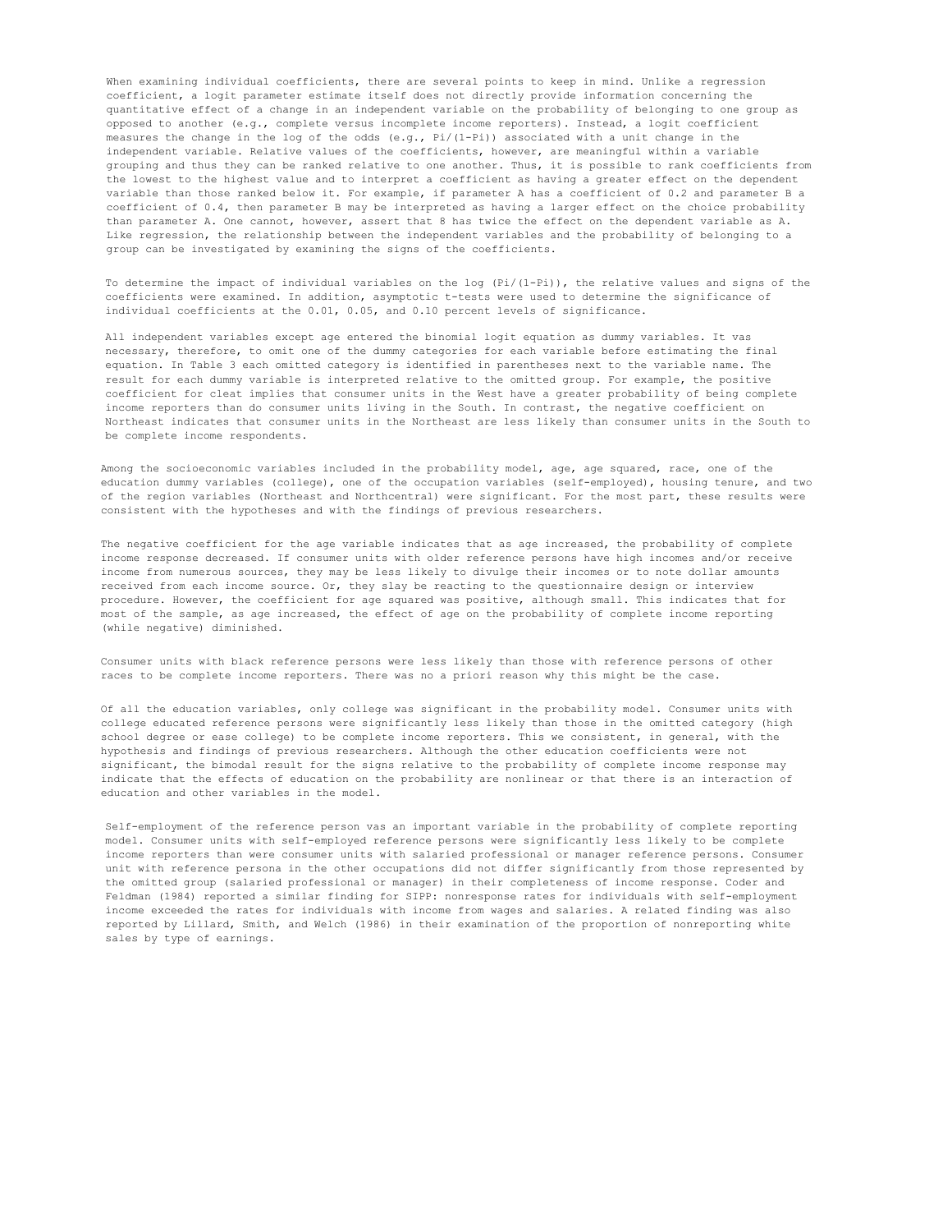When examining individual coefficients, there are several points to keep in mind. Unlike a regression coefficient, a logit parameter estimate itself does not directly provide information concerning the quantitative effect of a change in an independent variable on the probability of belonging to one group as opposed to another (e.g., complete versus incomplete income reporters). Instead, a logit coefficient measures the change in the log of the odds (e.g., $P_i/(1-P_i)$) associated with a unit change in the independent variable. Relative values of the coefficients, however, are meaningful within a variable grouping and thus they can be ranked relative to one another. Thus, it is possible to rank coefficients from the lowest to the highest value and to interpret a coefficient as having a greater effect on the dependent variable than those ranked below it. For example, if parameter A has a coefficient of 0.2 and parameter B a coefficient of 0.4, then parameter B may be interpreted as having a larger effect on the choice probability than parameter A. One cannot, however, assert that 8 has twice the effect on the dependent variable as A. Like regression, the relationship between the independent variables and the probability of belonging to a group can be investigated by examining the signs of the coefficients.

To determine the impact of individual variables on the log $(P_i/(1-P_i))$, the relative values and signs of the coefficients were examined. In addition, asymptotic t-tests were used to determine the significance of individual coefficients at the 0.01, 0.05, and 0.10 percent levels of significance.

All independent variables except age entered the binomial logit equation as dummy variables. It vas necessary, therefore, to omit one of the dummy categories for each variable before estimating the final equation. In Table 3 each omitted category is identified in parentheses next to the variable name. The result for each dummy variable is interpreted relative to the omitted group. For example, the positive coefficient for cleat implies that consumer units in the West have a greater probability of being complete income reporters than do consumer units living in the South. In contrast, the negative coefficient on Northeast indicates that consumer units in the Northeast are less likely than consumer units in the South to be complete income respondents.

Among the socioeconomic variables included in the probability model, age, age squared, race, one of the education dummy variables (college), one of the occupation variables (self-employed), housing tenure, and two of the region variables (Northeast and Northcentral) were significant. For the most part, these results were consistent with the hypotheses and with the findings of previous researchers.

The negative coefficient for the age variable indicates that as age increased, the probability of complete income response decreased. If consumer units with older reference persons have high incomes and/or receive income from numerous sources, they may be less likely to divulge their incomes or to note dollar amounts received from each income source. Or, they slay be reacting to the questionnaire design or interview procedure. However, the coefficient for age squared was positive, although small. This indicates that for most of the sample, as age increased, the effect of age on the probability of complete income reporting (while negative) diminished.

Consumer units with black reference persons were less likely than those with reference persons of other races to be complete income reporters. There was no a priori reason why this might be the case.

Of all the education variables, only college was significant in the probability model. Consumer units with college educated reference persons were significantly less likely than those in the omitted category (high school degree or ease college) to be complete income reporters. This we consistent, in general, with the hypothesis and findings of previous researchers. Although the other education coefficients were not significant, the bimodal result for the signs relative to the probability of complete income response may indicate that the effects of education on the probability are nonlinear or that there is an interaction of education and other variables in the model.

Self-employment of the reference person vas an important variable in the probability of complete reporting model. Consumer units with self-employed reference persons were significantly less likely to be complete income reporters than were consumer units with salaried professional or manager reference persons. Consumer unit with reference persona in the other occupations did not differ significantly from those represented by the omitted group (salaried professional or manager) in their completeness of income response. Coder and Feldman (1984) reported a similar finding for SIPP: nonresponse rates for individuals with self-employment income exceeded the rates for individuals with income from wages and salaries. A related finding was also reported by Lillard, Smith, and Welch (1986) in their examination of the proportion of nonreporting white sales by type of earnings.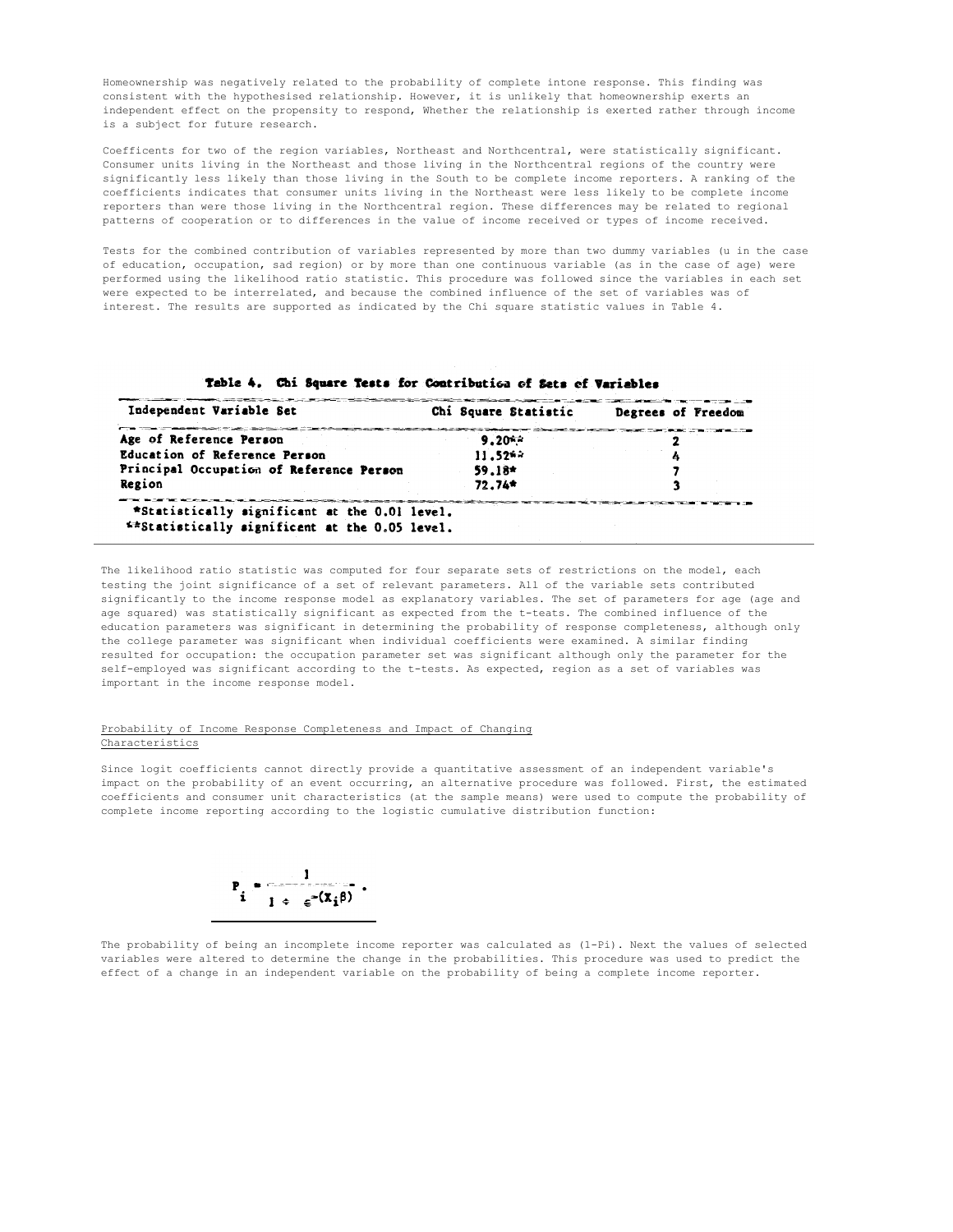Homeownership was negatively related to the probability of complete intone response. This finding was consistent with the hypothesised relationship. However, it is unlikely that homeownership exerts an independent effect on the propensity to respond, Whether the relationship is exerted rather through income is a subject for future research.

Coefficents for two of the region variables, Northeast and Northcentral, were statistically significant. Consumer units living in the Northeast and those living in the Northcentral regions of the country were significantly less likely than those living in the South to be complete income reporters. A ranking of the coefficients indicates that consumer units living in the Northeast were less likely to be complete income reporters than were those living in the Northcentral region. These differences may be related to regional patterns of cooperation or to differences in the value of income received or types of income received.

Tests for the combined contribution of variables represented by more than two dummy variables (u in the case of education, occupation, sad region) or by more than one continuous variable (as in the case of age) were performed using the likelihood ratio statistic. This procedure was followed since the variables in each set were expected to be interrelated, and because the combined influence of the set of variables was of interest. The results are supported as indicated by the Chi square statistic values in Table 4.

**Table 4. Chi Square Tests for Contribution of Sets of Variables**

| Independent Variable Set | Chi Square Statistic | Degrees of Freedom |
|---|---|---|
| Age of Reference Person | 9.20** | 2 |
| Education of Reference Person | 11.52** | 4 |
| Principal Occupation of Reference Person | 59.18* | 7 |
| Region | 72.74* | 3 |

*Statistically significant at the 0.01 level.
**Statistically significant at the 0.05 level.

The likelihood ratio statistic was computed for four separate sets of restrictions on the model, each testing the joint significance of a set of relevant parameters. All of the variable sets contributed significantly to the income response model as explanatory variables. The set of parameters for age (age and age squared) was statistically significant as expected from the t-teats. The combined influence of the education parameters was significant in determining the probability of response completeness, although only the college parameter was significant when individual coefficients were examined. A similar finding resulted for occupation: the occupation parameter set was significant although only the parameter for the self-employed was significant according to the t-tests. As expected, region as a set of variables was important in the income response model.

## Probability of Income Response Completeness and Impact of Changing Characteristics

Since logit coefficients cannot directly provide a quantitative assessment of an independent variable's impact on the probability of an event occurring, an alternative procedure was followed. First, the estimated coefficients and consumer unit characteristics (at the sample means) were used to compute the probability of complete income reporting according to the logistic cumulative distribution function:

$$P_i = \frac{1}{1 + e^{-(X_i\beta)}} .$$

The probability of being an incomplete income reporter was calculated as $(1-P_i)$. Next the values of selected variables were altered to determine the change in the probabilities. This procedure was used to predict the effect of a change in an independent variable on the probability of being a complete income reporter.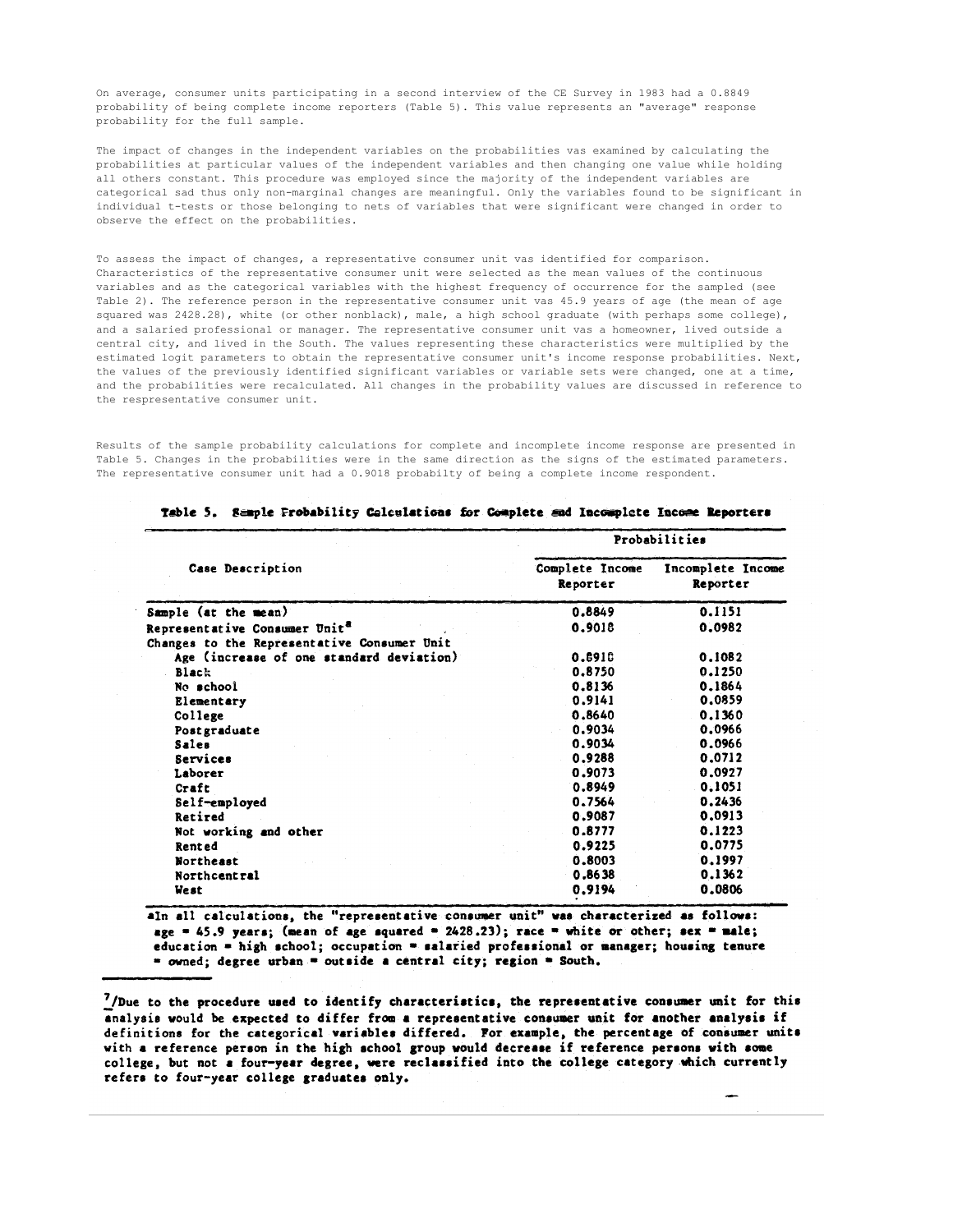On average, consumer units participating in a second interview of the CE Survey in 1983 had a 0.8849 probability of being complete income reporters (Table 5). This value represents an "average" response probability for the full sample.

The impact of changes in the independent variables on the probabilities vas examined by calculating the probabilities at particular values of the independent variables and then changing one value while holding all others constant. This procedure was employed since the majority of the independent variables are categorical sad thus only non-marginal changes are meaningful. Only the variables found to be significant in individual t-tests or those belonging to nets of variables that were significant were changed in order to observe the effect on the probabilities.

To assess the impact of changes, a representative consumer unit vas identified for comparison. Characteristics of the representative consumer unit were selected as the mean values of the continuous variables and as the categorical variables with the highest frequency of occurrence for the sampled (see Table 2). The reference person in the representative consumer unit vas 45.9 years of age (the mean of age squared was 2428.28), white (or other nonblack), male, a high school graduate (with perhaps some college), and a salaried professional or manager. The representative consumer unit vas a homeowner, lived outside a central city, and lived in the South. The values representing these characteristics were multiplied by the estimated logit parameters to obtain the representative consumer unit's income response probabilities. Next, the values of the previously identified significant variables or variable sets were changed, one at a time, and the probabilities were recalculated. All changes in the probability values are discussed in reference to the respresentative consumer unit.

Results of the sample probability calculations for complete and incomplete income response are presented in Table 5. Changes in the probabilities were in the same direction as the signs of the estimated parameters. The representative consumer unit had a 0.9018 probabilty of being a complete income respondent.

**Table 5. Sample Probability Calculations for Complete and Incomplete Income Reporters**

| Case Description | Probabilities | |
|---|---|---|
| | Complete Income Reporter | Incomplete Income Reporter |
| Sample (at the mean) | 0.8849 | 0.1151 |
| Representative Consumer Unit[a] | 0.9018 | 0.0982 |
| Changes to the Representative Consumer Unit | | |
| Age (increase of one standard deviation) | 0.8918 | 0.1082 |
| Black | 0.8750 | 0.1250 |
| No school | 0.8136 | 0.1864 |
| Elementary | 0.9141 | 0.0859 |
| College | 0.8640 | 0.1360 |
| Postgraduate | 0.9034 | 0.0966 |
| Sales | 0.9034 | 0.0966 |
| Services | 0.9288 | 0.0712 |
| Laborer | 0.9073 | 0.0927 |
| Craft | 0.8949 | 0.1051 |
| Self-employed | 0.7564 | 0.2436 |
| Retired | 0.9087 | 0.0913 |
| Not working and other | 0.8777 | 0.1223 |
| Rented | 0.9225 | 0.0775 |
| Northeast | 0.8003 | 0.1997 |
| Northcentral | 0.8638 | 0.1362 |
| West | 0.9194 | 0.0806 |

[a]In all calculations, the "representative consumer unit" was characterized as follows: age = 45.9 years; (mean of age squared = 2428.23); race = white or other; sex = male; education = high school; occupation = salaried professional or manager; housing tenure = owned; degree urban = outside a central city; region = South.

---

[7]/Due to the procedure used to identify characteristics, the representative consumer unit for this analysis would be expected to differ from a representative consumer unit for another analysis if definitions for the categorical variables differed. For example, the percentage of consumer units with a reference person in the high school group would decrease if reference persons with some college, but not a four-year degree, were reclassified into the college category which currently refers to four-year college graduates only.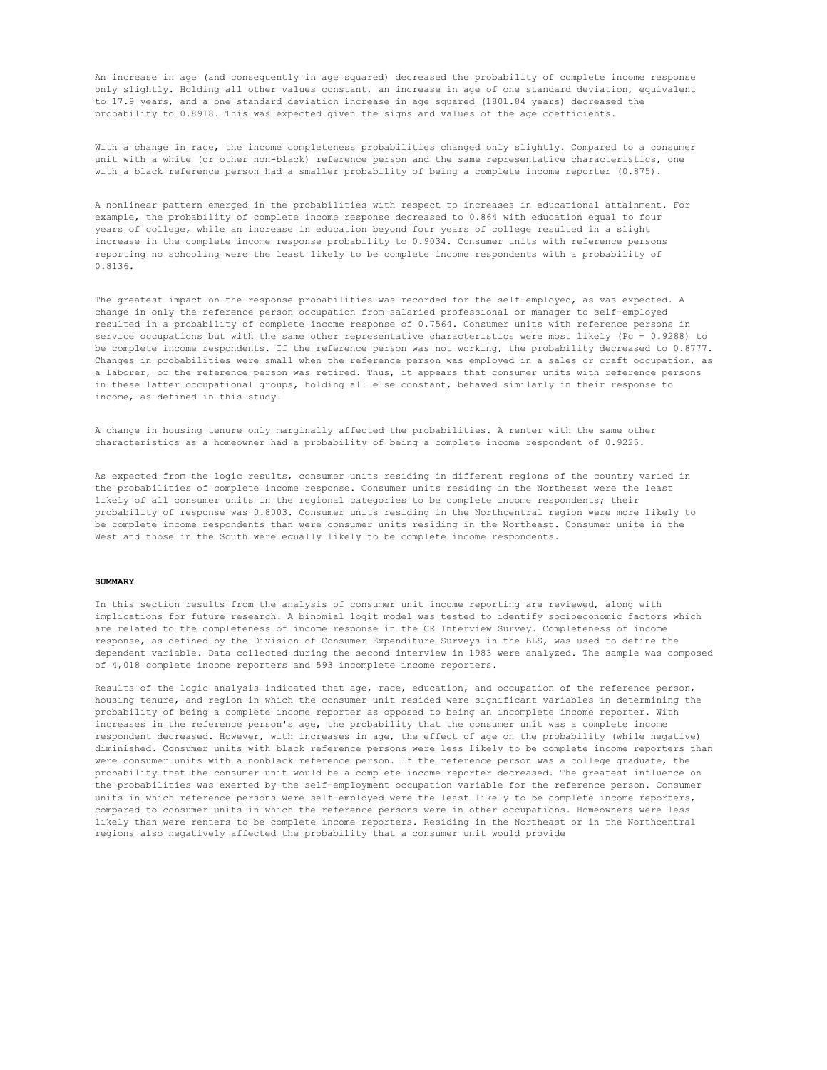An increase in age (and consequently in age squared) decreased the probability of complete income response only slightly. Holding all other values constant, an increase in age of one standard deviation, equivalent to 17.9 years, and a one standard deviation increase in age squared (1801.84 years) decreased the probability to 0.8918. This was expected given the signs and values of the age coefficients.

With a change in race, the income completeness probabilities changed only slightly. Compared to a consumer unit with a white (or other non-black) reference person and the same representative characteristics, one with a black reference person had a smaller probability of being a complete income reporter (0.875).

A nonlinear pattern emerged in the probabilities with respect to increases in educational attainment. For example, the probability of complete income response decreased to 0.864 with education equal to four years of college, while an increase in education beyond four years of college resulted in a slight increase in the complete income response probability to 0.9034. Consumer units with reference persons reporting no schooling were the least likely to be complete income respondents with a probability of 0.8136.

The greatest impact on the response probabilities was recorded for the self-employed, as vas expected. A change in only the reference person occupation from salaried professional or manager to self-employed resulted in a probability of complete income response of 0.7564. Consumer units with reference persons in service occupations but with the same other representative characteristics were most likely (Pc = 0.9288) to be complete income respondents. If the reference person was not working, the probability decreased to 0.8777. Changes in probabilities were small when the reference person was employed in a sales or craft occupation, as a laborer, or the reference person was retired. Thus, it appears that consumer units with reference persons in these latter occupational groups, holding all else constant, behaved similarly in their response to income, as defined in this study.

A change in housing tenure only marginally affected the probabilities. A renter with the same other characteristics as a homeowner had a probability of being a complete income respondent of 0.9225.

As expected from the logic results, consumer units residing in different regions of the country varied in the probabilities of complete income response. Consumer units residing in the Northeast were the least likely of all consumer units in the regional categories to be complete income respondents; their probability of response was 0.8003. Consumer units residing in the Northcentral region were more likely to be complete income respondents than were consumer units residing in the Northeast. Consumer unite in the West and those in the South were equally likely to be complete income respondents.

**SUMMARY**

In this section results from the analysis of consumer unit income reporting are reviewed, along with implications for future research. A binomial logit model was tested to identify socioeconomic factors which are related to the completeness of income response in the CE Interview Survey. Completeness of income response, as defined by the Division of Consumer Expenditure Surveys in the BLS, was used to define the dependent variable. Data collected during the second interview in 1983 were analyzed. The sample was composed of 4,018 complete income reporters and 593 incomplete income reporters.

Results of the logic analysis indicated that age, race, education, and occupation of the reference person, housing tenure, and region in which the consumer unit resided were significant variables in determining the probability of being a complete income reporter as opposed to being an incomplete income reporter. With increases in the reference person's age, the probability that the consumer unit was a complete income respondent decreased. However, with increases in age, the effect of age on the probability (while negative) diminished. Consumer units with black reference persons were less likely to be complete income reporters than were consumer units with a nonblack reference person. If the reference person was a college graduate, the probability that the consumer unit would be a complete income reporter decreased. The greatest influence on the probabilities was exerted by the self-employment occupation variable for the reference person. Consumer units in which reference persons were self-employed were the least likely to be complete income reporters, compared to consumer units in which the reference persons were in other occupations. Homeowners were less likely than were renters to be complete income reporters. Residing in the Northeast or in the Northcentral regions also negatively affected the probability that a consumer unit would provide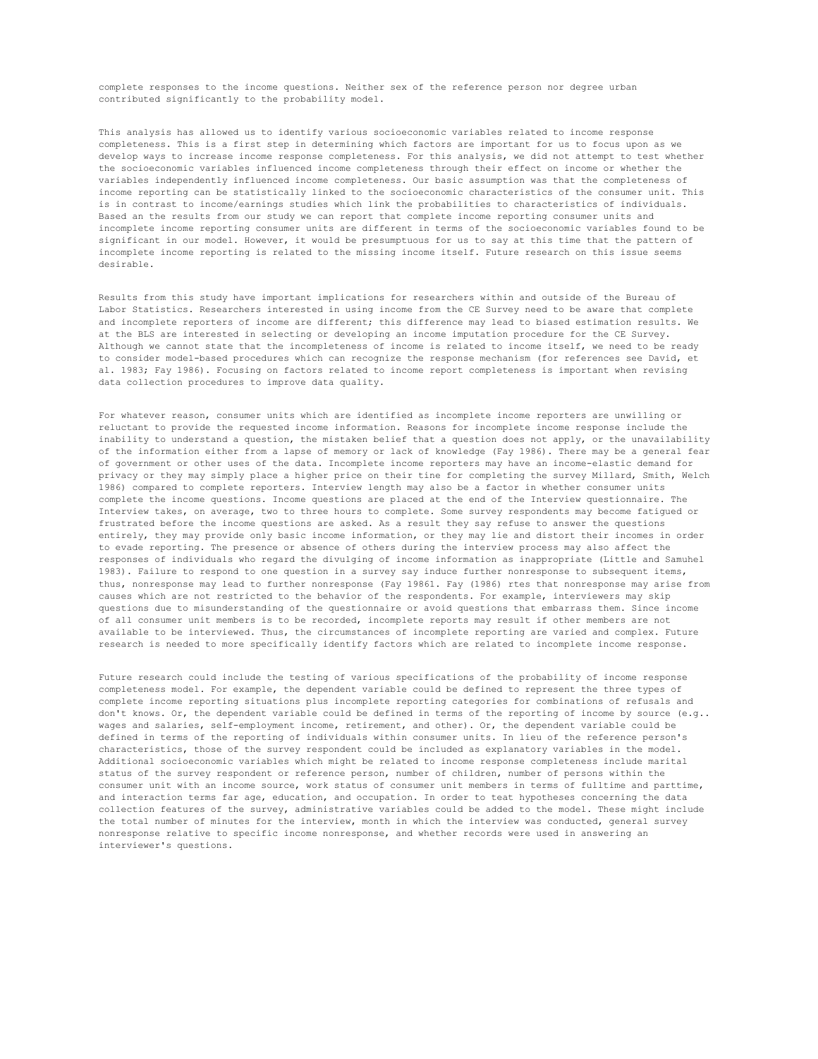complete responses to the income questions. Neither sex of the reference person nor degree urban contributed significantly to the probability model.

This analysis has allowed us to identify various socioeconomic variables related to income response completeness. This is a first step in determining which factors are important for us to focus upon as we develop ways to increase income response completeness. For this analysis, we did not attempt to test whether the socioeconomic variables influenced income completeness through their effect on income or whether the variables independently influenced income completeness. Our basic assumption was that the completeness of income reporting can be statistically linked to the socioeconomic characteristics of the consumer unit. This is in contrast to income/earnings studies which link the probabilities to characteristics of individuals. Based an the results from our study we can report that complete income reporting consumer units and incomplete income reporting consumer units are different in terms of the socioeconomic variables found to be significant in our model. However, it would be presumptuous for us to say at this time that the pattern of incomplete income reporting is related to the missing income itself. Future research on this issue seems desirable.

Results from this study have important implications for researchers within and outside of the Bureau of Labor Statistics. Researchers interested in using income from the CE Survey need to be aware that complete and incomplete reporters of income are different; this difference may lead to biased estimation results. We at the BLS are interested in selecting or developing an income imputation procedure for the CE Survey. Although we cannot state that the incompleteness of income is related to income itself, we need to be ready to consider model-based procedures which can recognize the response mechanism (for references see David, et al. 1983; Fay 1986). Focusing on factors related to income report completeness is important when revising data collection procedures to improve data quality.

For whatever reason, consumer units which are identified as incomplete income reporters are unwilling or reluctant to provide the requested income information. Reasons for incomplete income response include the inability to understand a question, the mistaken belief that a question does not apply, or the unavailability of the information either from a lapse of memory or lack of knowledge (Fay 1986). There may be a general fear of government or other uses of the data. Incomplete income reporters may have an income-elastic demand for privacy or they may simply place a higher price on their tine for completing the survey Millard, Smith, Welch 1986) compared to complete reporters. Interview length may also be a factor in whether consumer units complete the income questions. Income questions are placed at the end of the Interview questionnaire. The Interview takes, on average, two to three hours to complete. Some survey respondents may become fatigued or frustrated before the income questions are asked. As a result they say refuse to answer the questions entirely, they may provide only basic income information, or they may lie and distort their incomes in order to evade reporting. The presence or absence of others during the interview process may also affect the responses of individuals who regard the divulging of income information as inappropriate (Little and Samuhel 1983). Failure to respond to one question in a survey say induce further nonresponse to subsequent items, thus, nonresponse may lead to further nonresponse (Fay 19861. Fay (1986) rtes that nonresponse may arise from causes which are not restricted to the behavior of the respondents. For example, interviewers may skip questions due to misunderstanding of the questionnaire or avoid questions that embarrass them. Since income of all consumer unit members is to be recorded, incomplete reports may result if other members are not available to be interviewed. Thus, the circumstances of incomplete reporting are varied and complex. Future research is needed to more specifically identify factors which are related to incomplete income response.

Future research could include the testing of various specifications of the probability of income response completeness model. For example, the dependent variable could be defined to represent the three types of complete income reporting situations plus incomplete reporting categories for combinations of refusals and don't knows. Or, the dependent variable could be defined in terms of the reporting of income by source (e.g.. wages and salaries, self-employment income, retirement, and other). Or, the dependent variable could be defined in terms of the reporting of individuals within consumer units. In lieu of the reference person's characteristics, those of the survey respondent could be included as explanatory variables in the model. Additional socioeconomic variables which might be related to income response completeness include marital status of the survey respondent or reference person, number of children, number of persons within the consumer unit with an income source, work status of consumer unit members in terms of fulltime and parttime, and interaction terms far age, education, and occupation. In order to teat hypotheses concerning the data collection features of the survey, administrative variables could be added to the model. These might include the total number of minutes for the interview, month in which the interview was conducted, general survey nonresponse relative to specific income nonresponse, and whether records were used in answering an interviewer's questions.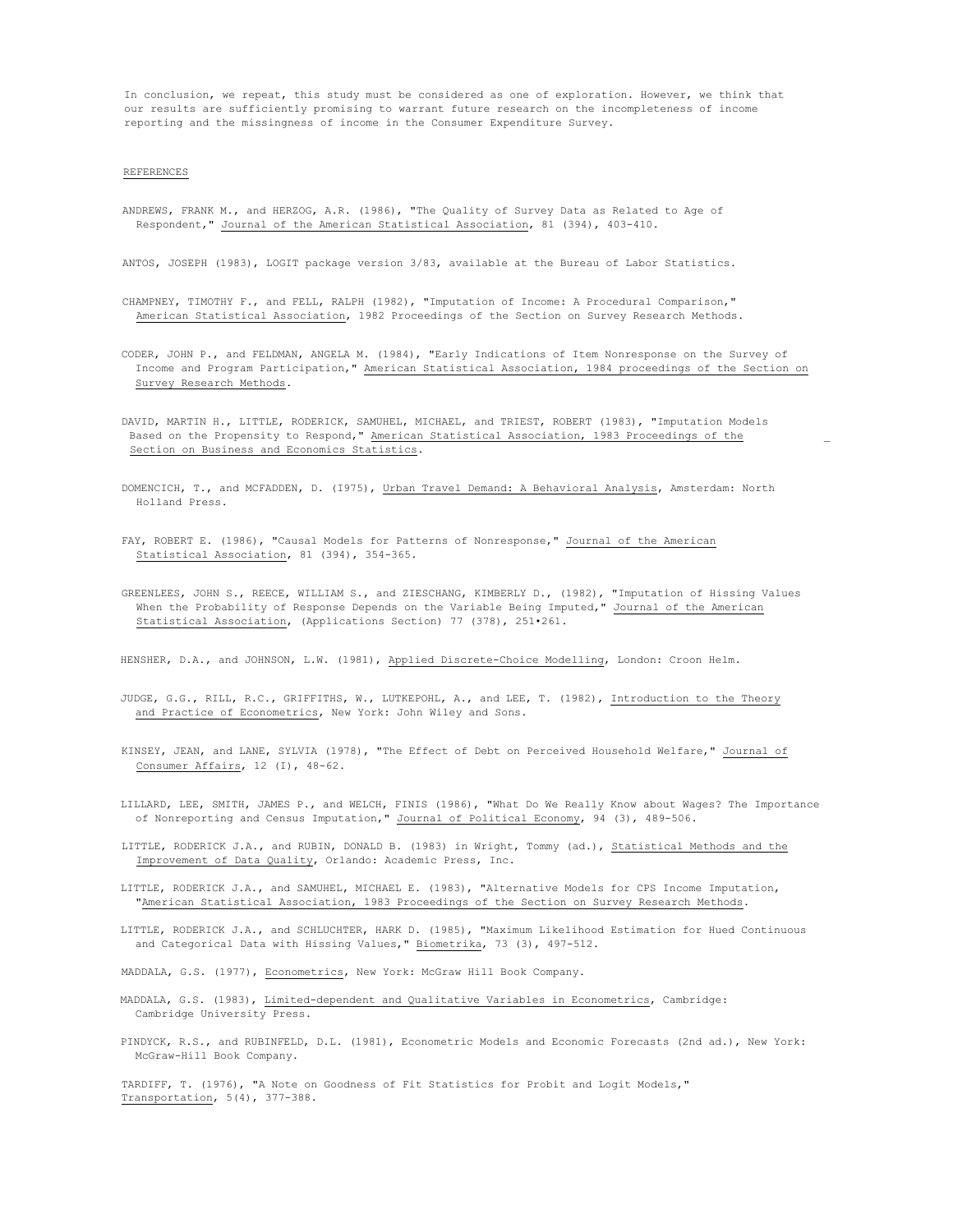In conclusion, we repeat, this study must be considered as one of exploration. However, we think that our results are sufficiently promising to warrant future research on the incompleteness of income reporting and the missingness of income in the Consumer Expenditure Survey.

## REFERENCES

ANDREWS, FRANK M., and HERZOG, A.R. (1986), "The Quality of Survey Data as Related to Age of Respondent," Journal of the American Statistical Association, 81 (394), 403-410.

ANTOS, JOSEPH (1983), LOGIT package version 3/83, available at the Bureau of Labor Statistics.

CHAMPNEY, TIMOTHY F., and FELL, RALPH (1982), "Imputation of Income: A Procedural Comparison," American Statistical Association, 1982 Proceedings of the Section on Survey Research Methods.

CODER, JOHN P., and FELDMAN, ANGELA M. (1984), "Early Indications of Item Nonresponse on the Survey of Income and Program Participation," American Statistical Association, 1984 proceedings of the Section on Survey Research Methods.

DAVID, MARTIN H., LITTLE, RODERICK, SAMUHEL, MICHAEL, and TRIEST, ROBERT (1983), "Imputation Models Based on the Propensity to Respond," American Statistical Association, 1983 Proceedings of the Section on Business and Economics Statistics.

DOMENCICH, T., and MCFADDEN, D. (I975), Urban Travel Demand: A Behavioral Analysis, Amsterdam: North Holland Press.

FAY, ROBERT E. (1986), "Causal Models for Patterns of Nonresponse," Journal of the American Statistical Association, 81 (394), 354-365.

GREENLEES, JOHN S., REECE, WILLIAM S., and ZIESCHANG, KIMBERLY D., (1982), "Imputation of Hissing Values When the Probability of Response Depends on the Variable Being Imputed," Journal of the American Statistical Association, (Applications Section) 77 (378), 251•261.

HENSHER, D.A., and JOHNSON, L.W. (1981), Applied Discrete-Choice Modelling, London: Croon Helm.

JUDGE, G.G., RILL, R.C., GRIFFITHS, W., LUTKEPOHL, A., and LEE, T. (1982), Introduction to the Theory and Practice of Econometrics, New York: John Wiley and Sons.

KINSEY, JEAN, and LANE, SYLVIA (1978), "The Effect of Debt on Perceived Household Welfare," Journal of Consumer Affairs, 12 (I), 48-62.

LILLARD, LEE, SMITH, JAMES P., and WELCH, FINIS (1986), "What Do We Really Know about Wages? The Importance of Nonreporting and Census Imputation," Journal of Political Economy, 94 (3), 489-506.

LITTLE, RODERICK J.A., and RUBIN, DONALD B. (1983) in Wright, Tommy (ad.), Statistical Methods and the Improvement of Data Quality, Orlando: Academic Press, Inc.

LITTLE, RODERICK J.A., and SAMUHEL, MICHAEL E. (1983), "Alternative Models for CPS Income Imputation, "American Statistical Association, 1983 Proceedings of the Section on Survey Research Methods.

LITTLE, RODERICK J.A., and SCHLUCHTER, HARK D. (1985), "Maximum Likelihood Estimation for Hued Continuous and Categorical Data with Hissing Values," Biometrika, 73 (3), 497-512.

MADDALA, G.S. (1977), Econometrics, New York: McGraw Hill Book Company.

MADDALA, G.S. (1983), Limited-dependent and Qualitative Variables in Econometrics, Cambridge: Cambridge University Press.

PINDYCK, R.S., and RUBINFELD, D.L. (1981), Econometric Models and Economic Forecasts (2nd ad.), New York: McGraw-Hill Book Company.

TARDIFF, T. (1976), "A Note on Goodness of Fit Statistics for Probit and Logit Models," Transportation, 5(4), 377-388.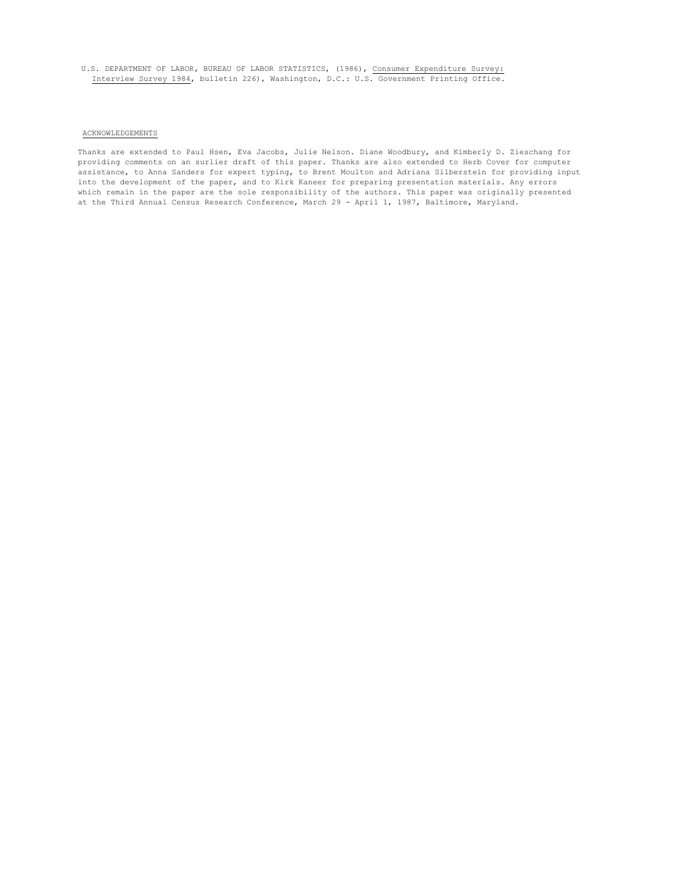U.S. DEPARTMENT OF LABOR, BUREAU OF LABOR STATISTICS, (1986), Consumer Expenditure Survey: Interview Survey 1984, bulletin 226), Washington, D.C.: U.S. Government Printing Office.

## ACKNOWLEDGEMENTS

Thanks are extended to Paul Hsen, Eva Jacobs, Julie Nelson. Diane Woodbury, and Kimberly D. Zieschang for providing comments on an surlier draft of this paper. Thanks are also extended to Herb Cover for computer assistance, to Anna Sanders for expert typing, to Brent Moulton and Adriana Silberstein for providing input into the development of the paper, and to Kirk Kaneer for preparing presentation materials. Any errors which remain in the paper are the sole responsibility of the authors. This paper was originally presented at the Third Annual Census Research Conference, March 29 - April 1, 1987, Baltimore, Maryland.